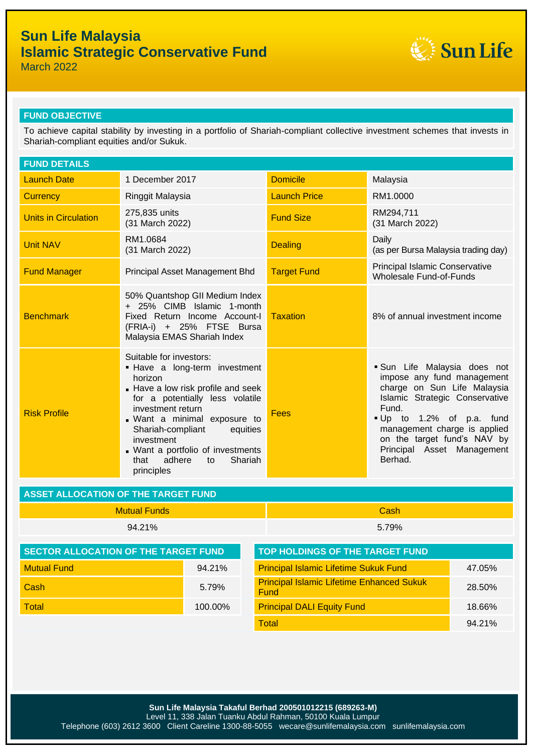# Sun Life Malaysia
# Islamic Strategic Conservative Fund

March 2022

## FUND OBJECTIVE

To achieve capital stability by investing in a portfolio of Shariah-compliant collective investment schemes that invests in Shariah-compliant equities and/or Sukuk.

## FUND DETAILS

| | | | |
|---|---|---|---|
| Launch Date | 1 December 2017 | Domicile | Malaysia |
| Currency | Ringgit Malaysia | Launch Price | RM1.0000 |
| Units in Circulation | 275,835 units (31 March 2022) | Fund Size | RM294,711 (31 March 2022) |
| Unit NAV | RM1.0684 (31 March 2022) | Dealing | Daily (as per Bursa Malaysia trading day) |
| Fund Manager | Principal Asset Management Bhd | Target Fund | Principal Islamic Conservative Wholesale Fund-of-Funds |
| Benchmark | 50% Quantshop GII Medium Index + 25% CIMB Islamic 1-month Fixed Return Income Account-I (FRIA-i) + 25% FTSE Bursa Malaysia EMAS Shariah Index | Taxation | 8% of annual investment income |
| Risk Profile | Suitable for investors:<br>▪ Have a long-term investment horizon<br>▪ Have a low risk profile and seek for a potentially less volatile investment return<br>▪ Want a minimal exposure to Shariah-compliant equities investment<br>▪ Want a portfolio of investments that adhere to Shariah principles | Fees | ▪ Sun Life Malaysia does not impose any fund management charge on Sun Life Malaysia Islamic Strategic Conservative Fund.<br>▪ Up to 1.2% of p.a. fund management charge is applied on the target fund's NAV by Principal Asset Management Berhad. |

## ASSET ALLOCATION OF THE TARGET FUND

| Mutual Funds | Cash |
|---|---|
| 94.21% | 5.79% |

## SECTOR ALLOCATION OF THE TARGET FUND

| | |
|---|---|
| Mutual Fund | 94.21% |
| Cash | 5.79% |
| Total | 100.00% |

## TOP HOLDINGS OF THE TARGET FUND

| | |
|---|---|
| Principal Islamic Lifetime Sukuk Fund | 47.05% |
| Principal Islamic Lifetime Enhanced Sukuk Fund | 28.50% |
| Principal DALI Equity Fund | 18.66% |
| Total | 94.21% |

**Sun Life Malaysia Takaful Berhad 200501012215 (689263-M)**
Level 11, 338 Jalan Tuanku Abdul Rahman, 50100 Kuala Lumpur
Telephone (603) 2612 3600 Client Careline 1300-88-5055 wecare@sunlifemalaysia.com sunlifemalaysia.com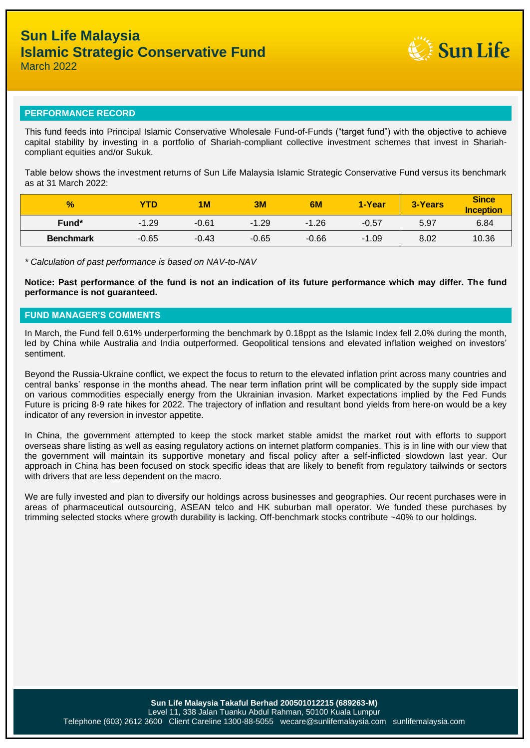# Sun Life Malaysia
# Islamic Strategic Conservative Fund
March 2022

## PERFORMANCE RECORD

This fund feeds into Principal Islamic Conservative Wholesale Fund-of-Funds ("target fund") with the objective to achieve capital stability by investing in a portfolio of Shariah-compliant collective investment schemes that invest in Shariah-compliant equities and/or Sukuk.

Table below shows the investment returns of Sun Life Malaysia Islamic Strategic Conservative Fund versus its benchmark as at 31 March 2022:

| % | YTD | 1M | 3M | 6M | 1-Year | 3-Years | Since Inception |
|---|---|---|---|---|---|---|---|
| **Fund*** | -1.29 | -0.61 | -1.29 | -1.26 | -0.57 | 5.97 | 6.84 |
| **Benchmark** | -0.65 | -0.43 | -0.65 | -0.66 | -1.09 | 8.02 | 10.36 |

*\* Calculation of past performance is based on NAV-to-NAV*

**Notice: Past performance of the fund is not an indication of its future performance which may differ. The fund performance is not guaranteed.**

## FUND MANAGER'S COMMENTS

In March, the Fund fell 0.61% underperforming the benchmark by 0.18ppt as the Islamic Index fell 2.0% during the month, led by China while Australia and India outperformed. Geopolitical tensions and elevated inflation weighed on investors' sentiment.

Beyond the Russia-Ukraine conflict, we expect the focus to return to the elevated inflation print across many countries and central banks' response in the months ahead. The near term inflation print will be complicated by the supply side impact on various commodities especially energy from the Ukrainian invasion. Market expectations implied by the Fed Funds Future is pricing 8-9 rate hikes for 2022. The trajectory of inflation and resultant bond yields from here-on would be a key indicator of any reversion in investor appetite.

In China, the government attempted to keep the stock market stable amidst the market rout with efforts to support overseas share listing as well as easing regulatory actions on internet platform companies. This is in line with our view that the government will maintain its supportive monetary and fiscal policy after a self-inflicted slowdown last year. Our approach in China has been focused on stock specific ideas that are likely to benefit from regulatory tailwinds or sectors with drivers that are less dependent on the macro.

We are fully invested and plan to diversify our holdings across businesses and geographies. Our recent purchases were in areas of pharmaceutical outsourcing, ASEAN telco and HK suburban mall operator. We funded these purchases by trimming selected stocks where growth durability is lacking. Off-benchmark stocks contribute ~40% to our holdings.

**Sun Life Malaysia Takaful Berhad 200501012215 (689263-M)**
Level 11, 338 Jalan Tuanku Abdul Rahman, 50100 Kuala Lumpur
Telephone (603) 2612 3600 Client Careline 1300-88-5055 wecare@sunlifemalaysia.com sunlifemalaysia.com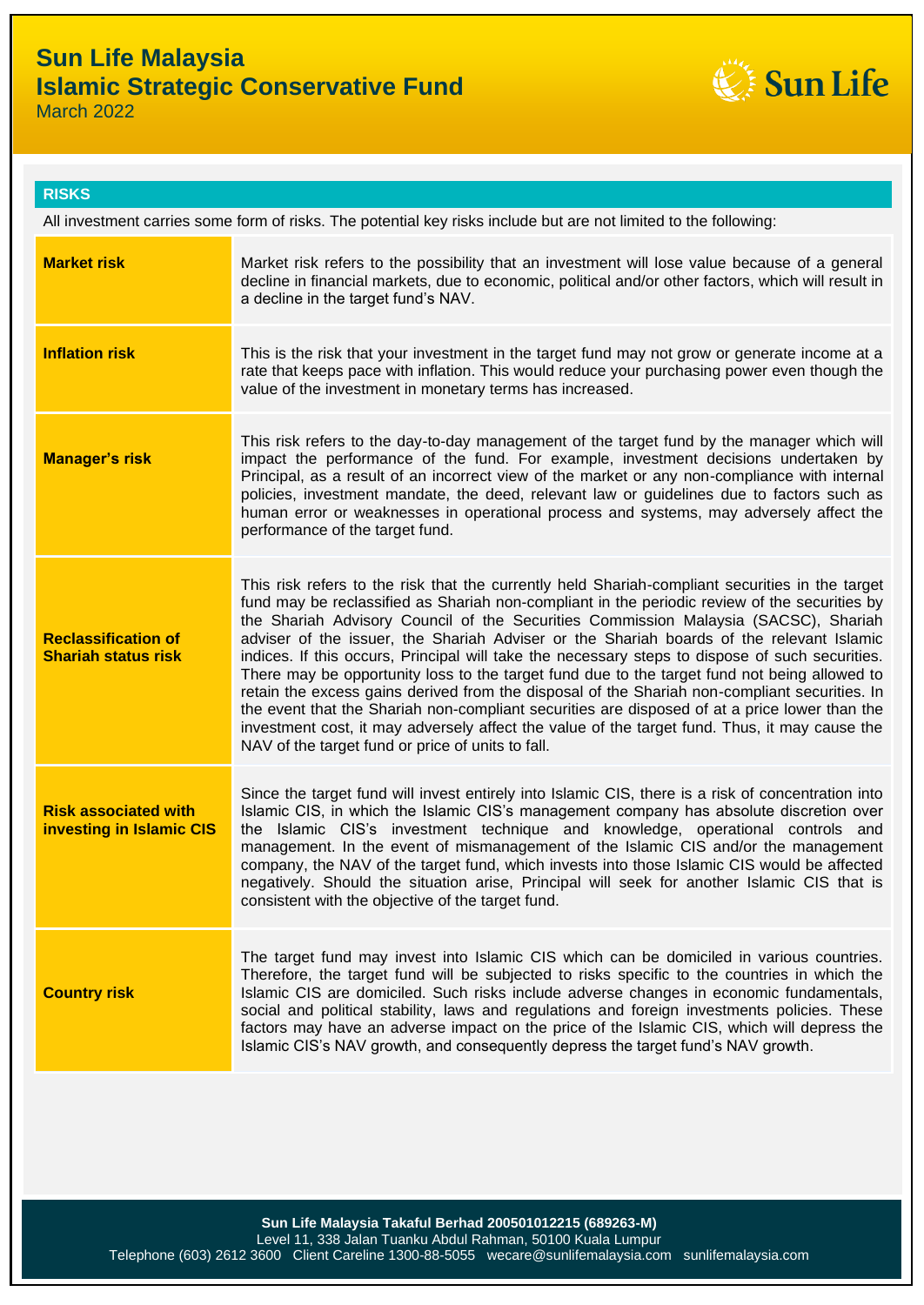# Sun Life Malaysia
# Islamic Strategic Conservative Fund

March 2022

## RISKS

All investment carries some form of risks. The potential key risks include but are not limited to the following:

| | |
|---|---|
| **Market risk** | Market risk refers to the possibility that an investment will lose value because of a general decline in financial markets, due to economic, political and/or other factors, which will result in a decline in the target fund's NAV. |
| **Inflation risk** | This is the risk that your investment in the target fund may not grow or generate income at a rate that keeps pace with inflation. This would reduce your purchasing power even though the value of the investment in monetary terms has increased. |
| **Manager's risk** | This risk refers to the day-to-day management of the target fund by the manager which will impact the performance of the fund. For example, investment decisions undertaken by Principal, as a result of an incorrect view of the market or any non-compliance with internal policies, investment mandate, the deed, relevant law or guidelines due to factors such as human error or weaknesses in operational process and systems, may adversely affect the performance of the target fund. |
| **Reclassification of Shariah status risk** | This risk refers to the risk that the currently held Shariah-compliant securities in the target fund may be reclassified as Shariah non-compliant in the periodic review of the securities by the Shariah Advisory Council of the Securities Commission Malaysia (SACSC), Shariah adviser of the issuer, the Shariah Adviser or the Shariah boards of the relevant Islamic indices. If this occurs, Principal will take the necessary steps to dispose of such securities. There may be opportunity loss to the target fund due to the target fund not being allowed to retain the excess gains derived from the disposal of the Shariah non-compliant securities. In the event that the Shariah non-compliant securities are disposed of at a price lower than the investment cost, it may adversely affect the value of the target fund. Thus, it may cause the NAV of the target fund or price of units to fall. |
| **Risk associated with investing in Islamic CIS** | Since the target fund will invest entirely into Islamic CIS, there is a risk of concentration into Islamic CIS, in which the Islamic CIS's management company has absolute discretion over the Islamic CIS's investment technique and knowledge, operational controls and management. In the event of mismanagement of the Islamic CIS and/or the management company, the NAV of the target fund, which invests into those Islamic CIS would be affected negatively. Should the situation arise, Principal will seek for another Islamic CIS that is consistent with the objective of the target fund. |
| **Country risk** | The target fund may invest into Islamic CIS which can be domiciled in various countries. Therefore, the target fund will be subjected to risks specific to the countries in which the Islamic CIS are domiciled. Such risks include adverse changes in economic fundamentals, social and political stability, laws and regulations and foreign investments policies. These factors may have an adverse impact on the price of the Islamic CIS, which will depress the Islamic CIS's NAV growth, and consequently depress the target fund's NAV growth. |

**Sun Life Malaysia Takaful Berhad 200501012215 (689263-M)**
Level 11, 338 Jalan Tuanku Abdul Rahman, 50100 Kuala Lumpur
Telephone (603) 2612 3600 Client Careline 1300-88-5055 wecare@sunlifemalaysia.com sunlifemalaysia.com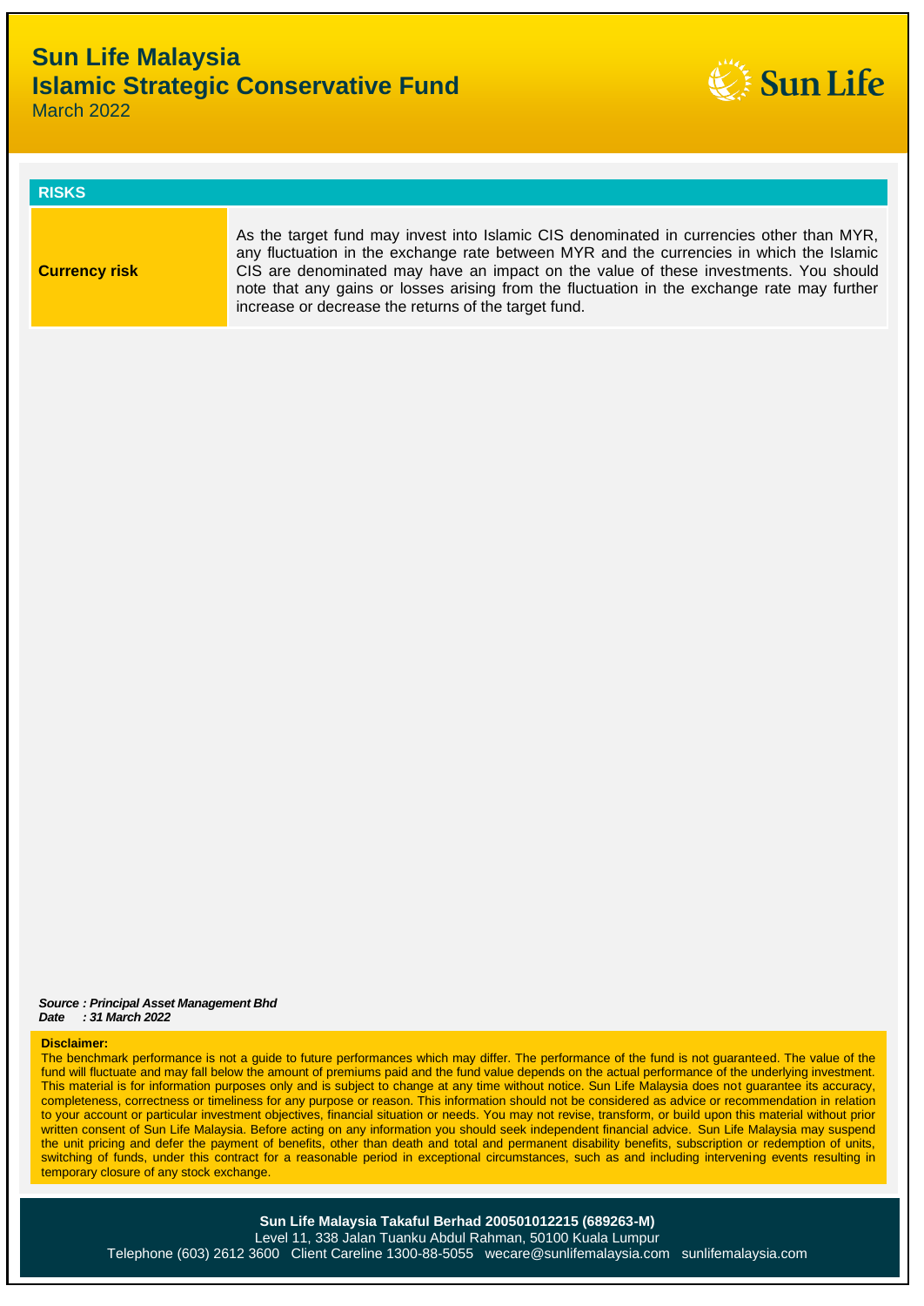# Sun Life Malaysia
## Islamic Strategic Conservative Fund
March 2022

### RISKS

| | |
|---|---|
| **Currency risk** | As the target fund may invest into Islamic CIS denominated in currencies other than MYR, any fluctuation in the exchange rate between MYR and the currencies in which the Islamic CIS are denominated may have an impact on the value of these investments. You should note that any gains or losses arising from the fluctuation in the exchange rate may further increase or decrease the returns of the target fund. |

***Source : Principal Asset Management Bhd***
***Date : 31 March 2022***

**Disclaimer:**
The benchmark performance is not a guide to future performances which may differ. The performance of the fund is not guaranteed. The value of the fund will fluctuate and may fall below the amount of premiums paid and the fund value depends on the actual performance of the underlying investment. This material is for information purposes only and is subject to change at any time without notice. Sun Life Malaysia does not guarantee its accuracy, completeness, correctness or timeliness for any purpose or reason. This information should not be considered as advice or recommendation in relation to your account or particular investment objectives, financial situation or needs. You may not revise, transform, or build upon this material without prior written consent of Sun Life Malaysia. Before acting on any information you should seek independent financial advice. Sun Life Malaysia may suspend the unit pricing and defer the payment of benefits, other than death and total and permanent disability benefits, subscription or redemption of units, switching of funds, under this contract for a reasonable period in exceptional circumstances, such as and including intervening events resulting in temporary closure of any stock exchange.

**Sun Life Malaysia Takaful Berhad 200501012215 (689263-M)**
Level 11, 338 Jalan Tuanku Abdul Rahman, 50100 Kuala Lumpur
Telephone (603) 2612 3600 Client Careline 1300-88-5055 wecare@sunlifemalaysia.com sunlifemalaysia.com